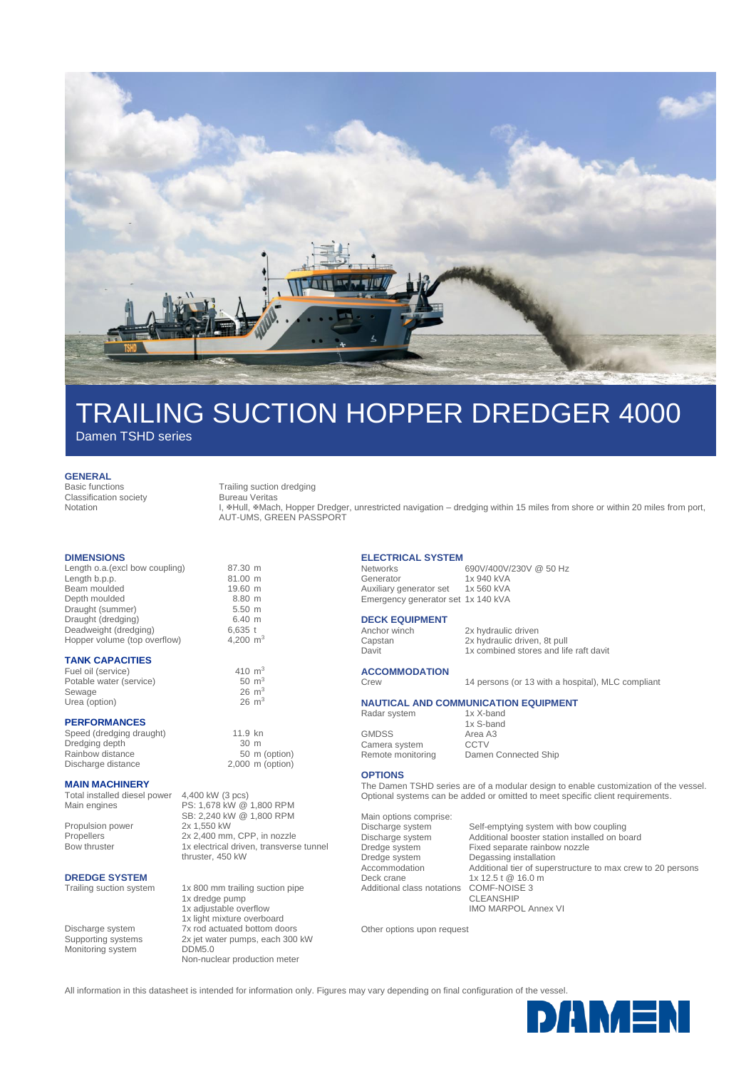# TRAILING SUCTION HOPPER DREDGER 4000

Damen TSHD series

## GENERAL

| | |
|---|---|
| Basic functions | Trailing suction dredging |
| Classification society | Bureau Veritas |
| Notation | I, ✠Hull, ✠Mach, Hopper Dredger, unrestricted navigation – dredging within 15 miles from shore or within 20 miles from port, AUT-UMS, GREEN PASSPORT |

## DIMENSIONS

| | |
|---|---|
| Length o.a.(excl bow coupling) | 87.30 m |
| Length b.p.p. | 81.00 m |
| Beam moulded | 19.60 m |
| Depth moulded | 8.80 m |
| Draught (summer) | 5.50 m |
| Draught (dredging) | 6.40 m |
| Deadweight (dredging) | 6,635 t |
| Hopper volume (top overflow) | 4,200 $m^3$ |

## TANK CAPACITIES

| | |
|---|---|
| Fuel oil (service) | 410 $m^3$ |
| Potable water (service) | 50 $m^3$ |
| Sewage | 26 $m^3$ |
| Urea (option) | 26 $m^3$ |

## PERFORMANCES

| | |
|---|---|
| Speed (dredging draught) | 11.9 kn |
| Dredging depth | 30 m |
| Rainbow distance | 50 m (option) |
| Discharge distance | 2,000 m (option) |

## MAIN MACHINERY

| | |
|---|---|
| Total installed diesel power | 4,400 kW (3 pcs) |
| Main engines | PS: 1,678 kW @ 1,800 RPM<br>SB: 2,240 kW @ 1,800 RPM |
| Propulsion power | 2x 1,550 kW |
| Propellers | 2x 2,400 mm, CPP, in nozzle |
| Bow thruster | 1x electrical driven, transverse tunnel thruster, 450 kW |

## DREDGE SYSTEM

| | |
|---|---|
| Trailing suction system | 1x 800 mm trailing suction pipe<br>1x dredge pump<br>1x adjustable overflow<br>1x light mixture overboard |
| Discharge system | 7x rod actuated bottom doors |
| Supporting systems | 2x jet water pumps, each 300 kW |
| Monitoring system | DDM5.0<br>Non-nuclear production meter |

## ELECTRICAL SYSTEM

| | |
|---|---|
| Networks | 690V/400V/230V @ 50 Hz |
| Generator | 1x 940 kVA |
| Auxiliary generator set | 1x 560 kVA |
| Emergency generator set | 1x 140 kVA |

## DECK EQUIPMENT

| | |
|---|---|
| Anchor winch | 2x hydraulic driven |
| Capstan | 2x hydraulic driven, 8t pull |
| Davit | 1x combined stores and life raft davit |

## ACCOMMODATION

| | |
|---|---|
| Crew | 14 persons (or 13 with a hospital), MLC compliant |

## NAUTICAL AND COMMUNICATION EQUIPMENT

| | |
|---|---|
| Radar system | 1x X-band<br>1x S-band |
| GMDSS | Area A3 |
| Camera system | CCTV |
| Remote monitoring | Damen Connected Ship |

## OPTIONS

The Damen TSHD series are of a modular design to enable customization of the vessel. Optional systems can be added or omitted to meet specific client requirements.

Main options comprise:

| | |
|---|---|
| Discharge system | Self-emptying system with bow coupling |
| Discharge system | Additional booster station installed on board |
| Dredge system | Fixed separate rainbow nozzle |
| Dredge system | Degassing installation |
| Accommodation | Additional tier of superstructure to max crew to 20 persons |
| Deck crane | 1x 12.5 t @ 16.0 m |
| Additional class notations | COMF-NOISE 3<br>CLEANSHIP<br>IMO MARPOL Annex VI |

Other options upon request

All information in this datasheet is intended for information only. Figures may vary depending on final configuration of the vessel.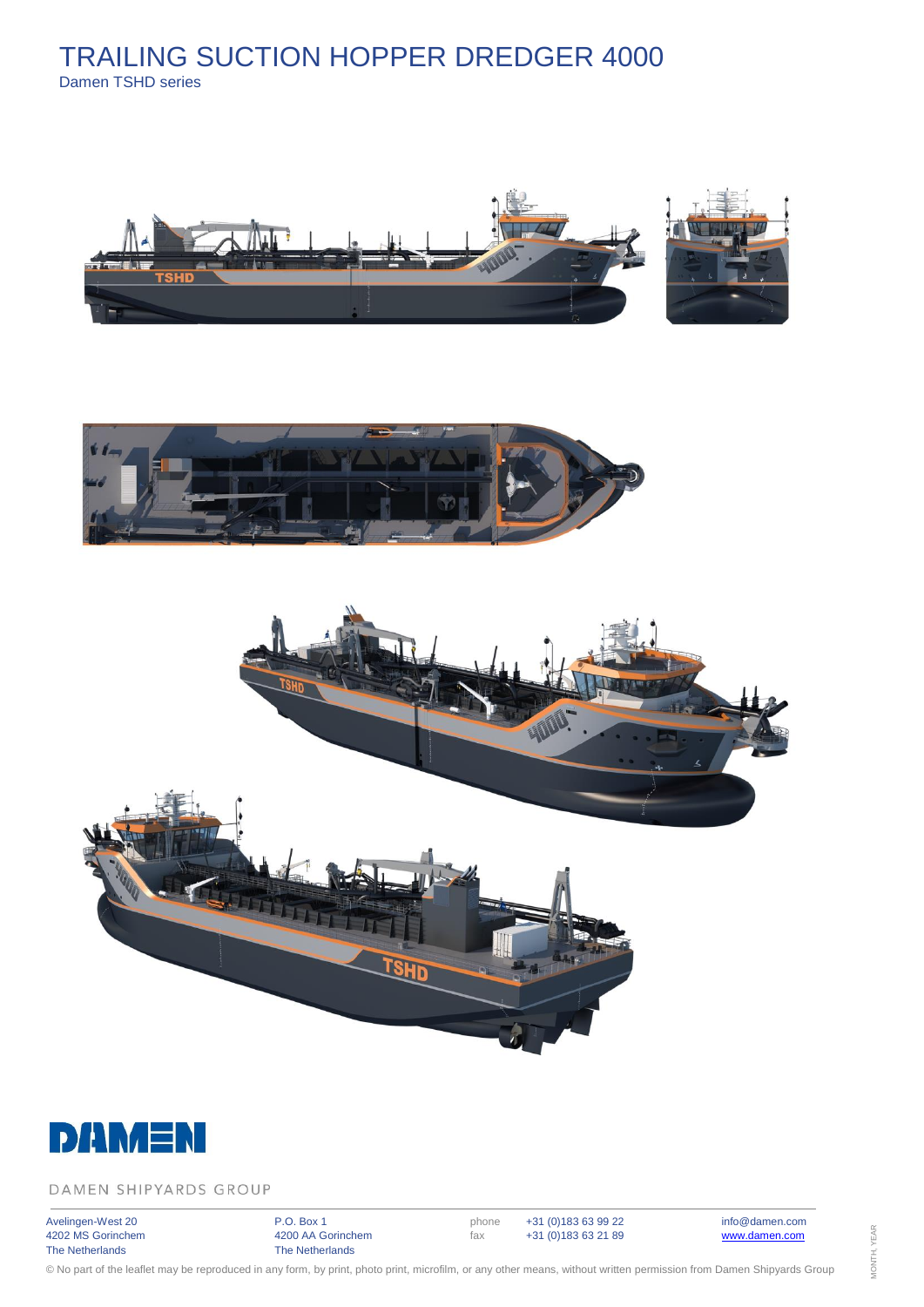# TRAILING SUCTION HOPPER DREDGER 4000

Damen TSHD series

DAMEN SHIPYARDS GROUP

Avelingen-West 20
4202 MS Gorinchem
The Netherlands

P.O. Box 1
4200 AA Gorinchem
The Netherlands

phone +31 (0)183 63 99 22
fax +31 (0)183 63 21 89

info@damen.com
www.damen.com

© No part of the leaflet may be reproduced in any form, by print, photo print, microfilm, or any other means, without written permission from Damen Shipyards Group

MONTH, YEAR